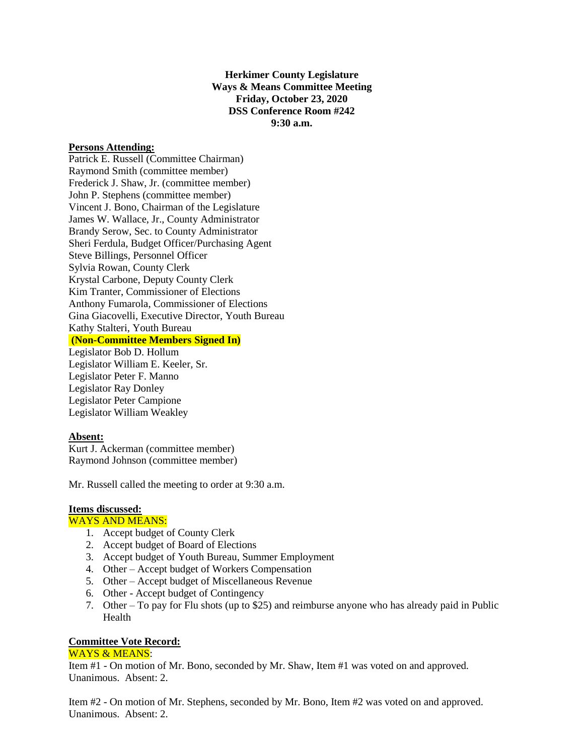**Herkimer County Legislature**
**Ways & Means Committee Meeting**
**Friday, October 23, 2020**
**DSS Conference Room #242**
**9:30 a.m.**

**Persons Attending:**

Patrick E. Russell (Committee Chairman)
Raymond Smith (committee member)
Frederick J. Shaw, Jr. (committee member)
John P. Stephens (committee member)
Vincent J. Bono, Chairman of the Legislature
James W. Wallace, Jr., County Administrator
Brandy Serow, Sec. to County Administrator
Sheri Ferdula, Budget Officer/Purchasing Agent
Steve Billings, Personnel Officer
Sylvia Rowan, County Clerk
Krystal Carbone, Deputy County Clerk
Kim Tranter, Commissioner of Elections
Anthony Fumarola, Commissioner of Elections
Gina Giacovelli, Executive Director, Youth Bureau
Kathy Stalteri, Youth Bureau

**(Non-Committee Members Signed In)**

Legislator Bob D. Hollum
Legislator William E. Keeler, Sr.
Legislator Peter F. Manno
Legislator Ray Donley
Legislator Peter Campione
Legislator William Weakley

**Absent:**

Kurt J. Ackerman (committee member)
Raymond Johnson (committee member)

Mr. Russell called the meeting to order at 9:30 a.m.

**Items discussed:**

WAYS AND MEANS:

1. Accept budget of County Clerk
2. Accept budget of Board of Elections
3. Accept budget of Youth Bureau, Summer Employment
4. Other – Accept budget of Workers Compensation
5. Other – Accept budget of Miscellaneous Revenue
6. Other - Accept budget of Contingency
7. Other – To pay for Flu shots (up to $25) and reimburse anyone who has already paid in Public Health

**Committee Vote Record:**

WAYS & MEANS:

Item #1 - On motion of Mr. Bono, seconded by Mr. Shaw, Item #1 was voted on and approved. Unanimous. Absent: 2.

Item #2 - On motion of Mr. Stephens, seconded by Mr. Bono, Item #2 was voted on and approved. Unanimous. Absent: 2.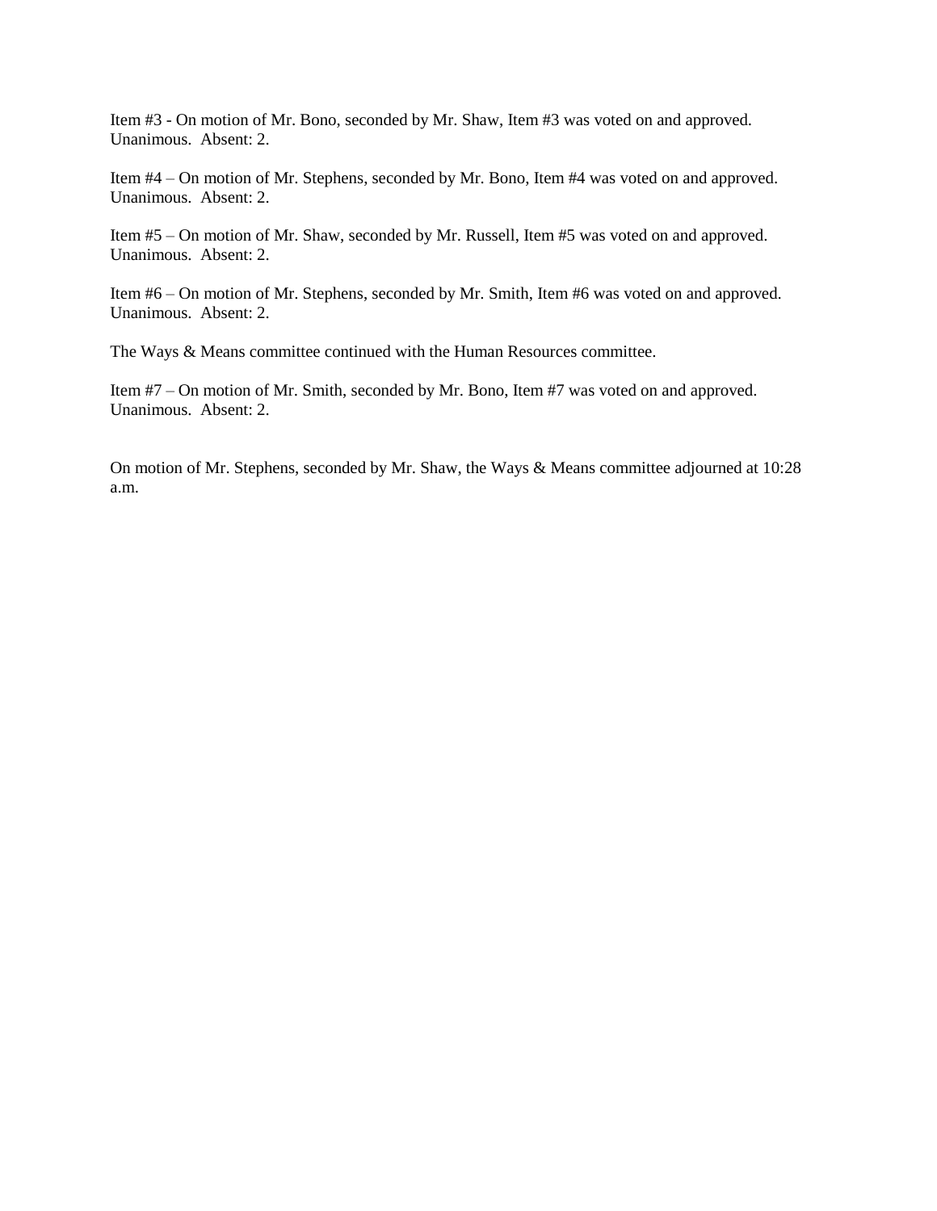Item #3 - On motion of Mr. Bono, seconded by Mr. Shaw, Item #3 was voted on and approved. Unanimous. Absent: 2.

Item #4 – On motion of Mr. Stephens, seconded by Mr. Bono, Item #4 was voted on and approved. Unanimous. Absent: 2.

Item #5 – On motion of Mr. Shaw, seconded by Mr. Russell, Item #5 was voted on and approved. Unanimous. Absent: 2.

Item #6 – On motion of Mr. Stephens, seconded by Mr. Smith, Item #6 was voted on and approved. Unanimous. Absent: 2.

The Ways & Means committee continued with the Human Resources committee.

Item #7 – On motion of Mr. Smith, seconded by Mr. Bono, Item #7 was voted on and approved. Unanimous. Absent: 2.

On motion of Mr. Stephens, seconded by Mr. Shaw, the Ways & Means committee adjourned at 10:28 a.m.